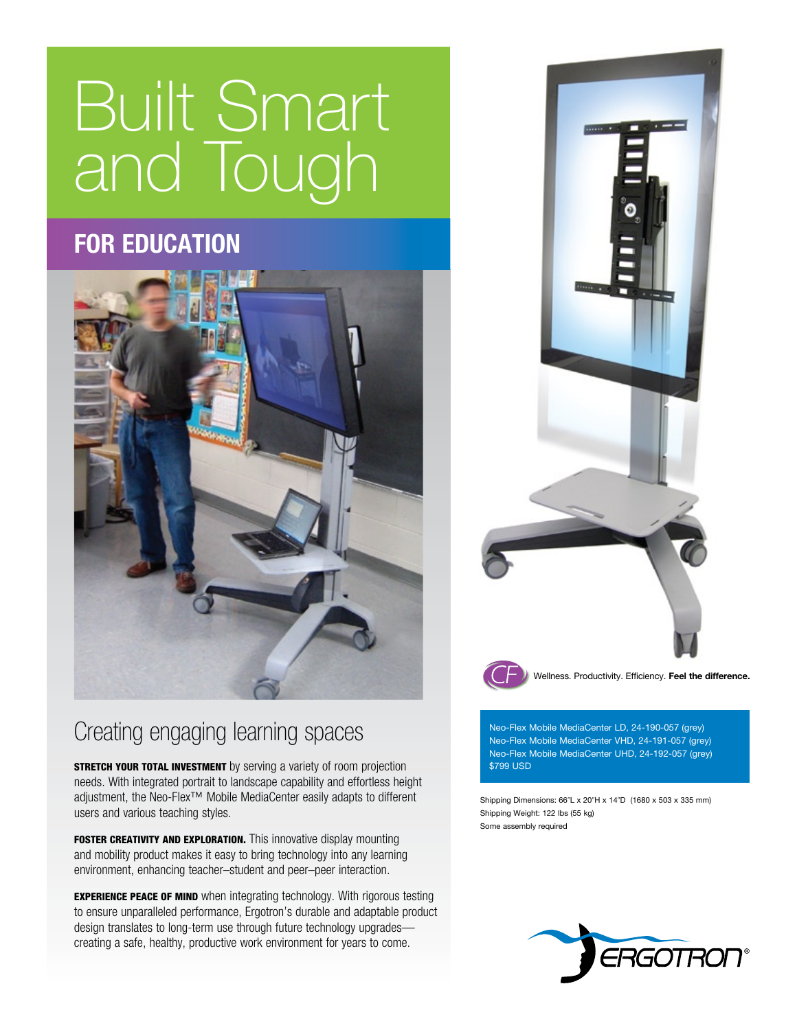# Built Smart and Tough

## FOR EDUCATION

## Creating engaging learning spaces

**STRETCH YOUR TOTAL INVESTMENT** by serving a variety of room projection needs. With integrated portrait to landscape capability and effortless height adjustment, the Neo-Flex™ Mobile MediaCenter easily adapts to different users and various teaching styles.

**FOSTER CREATIVITY AND EXPLORATION.** This innovative display mounting and mobility product makes it easy to bring technology into any learning environment, enhancing teacher–student and peer–peer interaction.

**EXPERIENCE PEACE OF MIND** when integrating technology. With rigorous testing to ensure unparalleled performance, Ergotron's durable and adaptable product design translates to long-term use through future technology upgrades—creating a safe, healthy, productive work environment for years to come.

CF Wellness. Productivity. Efficiency. **Feel the difference.**

Neo-Flex Mobile MediaCenter LD, 24-190-057 (grey)
Neo-Flex Mobile MediaCenter VHD, 24-191-057 (grey)
Neo-Flex Mobile MediaCenter UHD, 24-192-057 (grey)
$799 USD

Shipping Dimensions: 66"L x 20"H x 14"D (1680 x 503 x 335 mm)
Shipping Weight: 122 lbs (55 kg)
Some assembly required

ERGOTRON®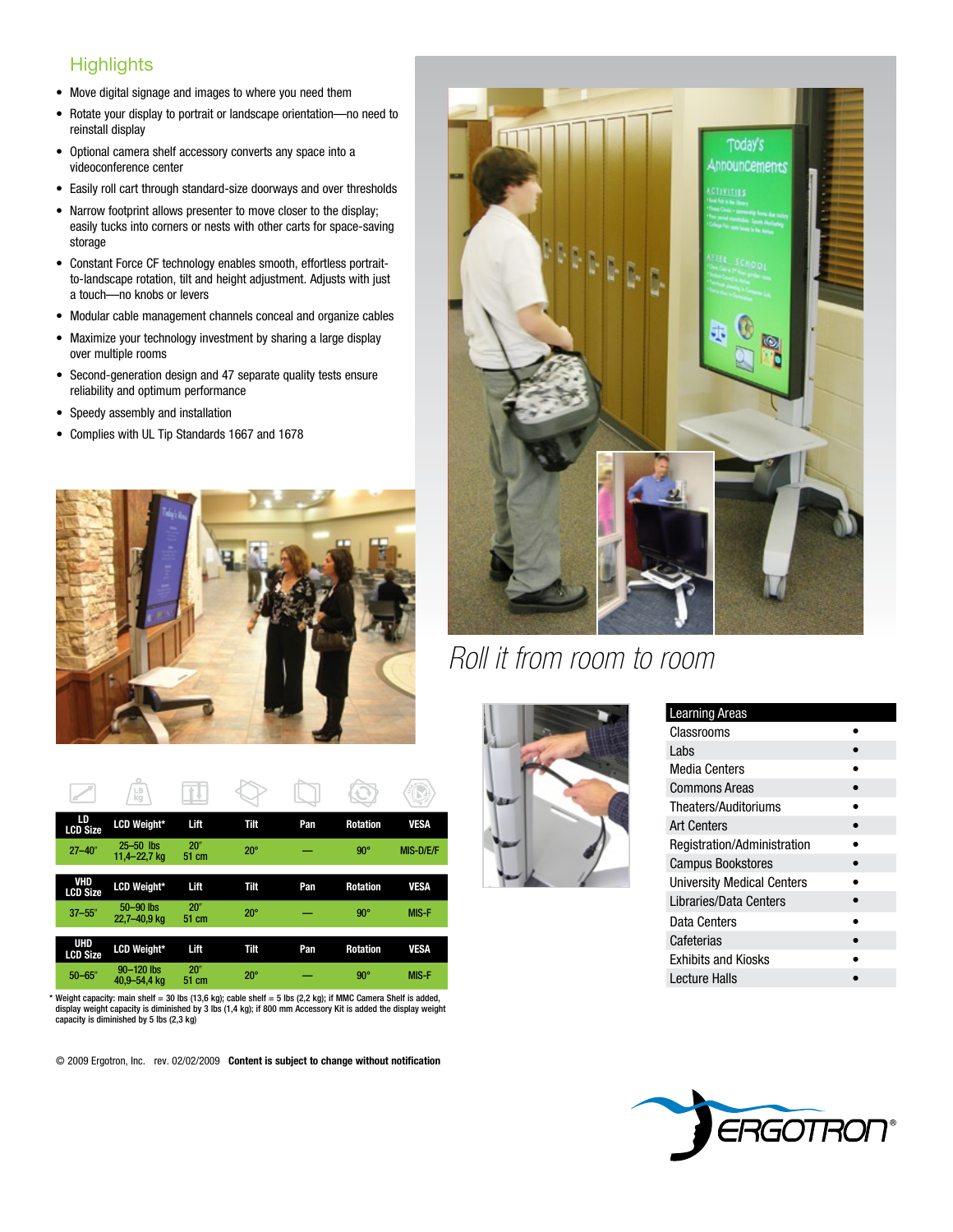## Highlights

- Move digital signage and images to where you need them
- Rotate your display to portrait or landscape orientation—no need to reinstall display
- Optional camera shelf accessory converts any space into a videoconference center
- Easily roll cart through standard-size doorways and over thresholds
- Narrow footprint allows presenter to move closer to the display; easily tucks into corners or nests with other carts for space-saving storage
- Constant Force CF technology enables smooth, effortless portrait-to-landscape rotation, tilt and height adjustment. Adjusts with just a touch—no knobs or levers
- Modular cable management channels conceal and organize cables
- Maximize your technology investment by sharing a large display over multiple rooms
- Second-generation design and 47 separate quality tests ensure reliability and optimum performance
- Speedy assembly and installation
- Complies with UL Tip Standards 1667 and 1678

*Roll it from room to room*

| LD LCD Size | LCD Weight* | Lift | Tilt | Pan | Rotation | VESA |
|---|---|---|---|---|---|---|
| 27–40" | 25–50 lbs 11,4–22,7 kg | 20" 51 cm | 20° | — | 90° | MIS-D/E/F |
| **VHD LCD Size** | **LCD Weight*** | **Lift** | **Tilt** | **Pan** | **Rotation** | **VESA** |
| 37–55" | 50–90 lbs 22,7–40,9 kg | 20" 51 cm | 20° | — | 90° | MIS-F |
| **UHD LCD Size** | **LCD Weight*** | **Lift** | **Tilt** | **Pan** | **Rotation** | **VESA** |
| 50–65" | 90–120 lbs 40,9–54,4 kg | 20" 51 cm | 20° | — | 90° | MIS-F |

\* Weight capacity: main shelf = 30 lbs (13,6 kg); cable shelf = 5 lbs (2,2 kg); if MMC Camera Shelf is added, display weight capacity is diminished by 3 lbs (1,4 kg); if 800 mm Accessory Kit is added the display weight capacity is diminished by 5 lbs (2,3 kg)

| Learning Areas | |
|---|---|
| Classrooms | • |
| Labs | • |
| Media Centers | • |
| Commons Areas | • |
| Theaters/Auditoriums | • |
| Art Centers | • |
| Registration/Administration | • |
| Campus Bookstores | • |
| University Medical Centers | • |
| Libraries/Data Centers | • |
| Data Centers | • |
| Cafeterias | • |
| Exhibits and Kiosks | • |
| Lecture Halls | • |

© 2009 Ergotron, Inc. rev. 02/02/2009 **Content is subject to change without notification**

ERGOTRON®